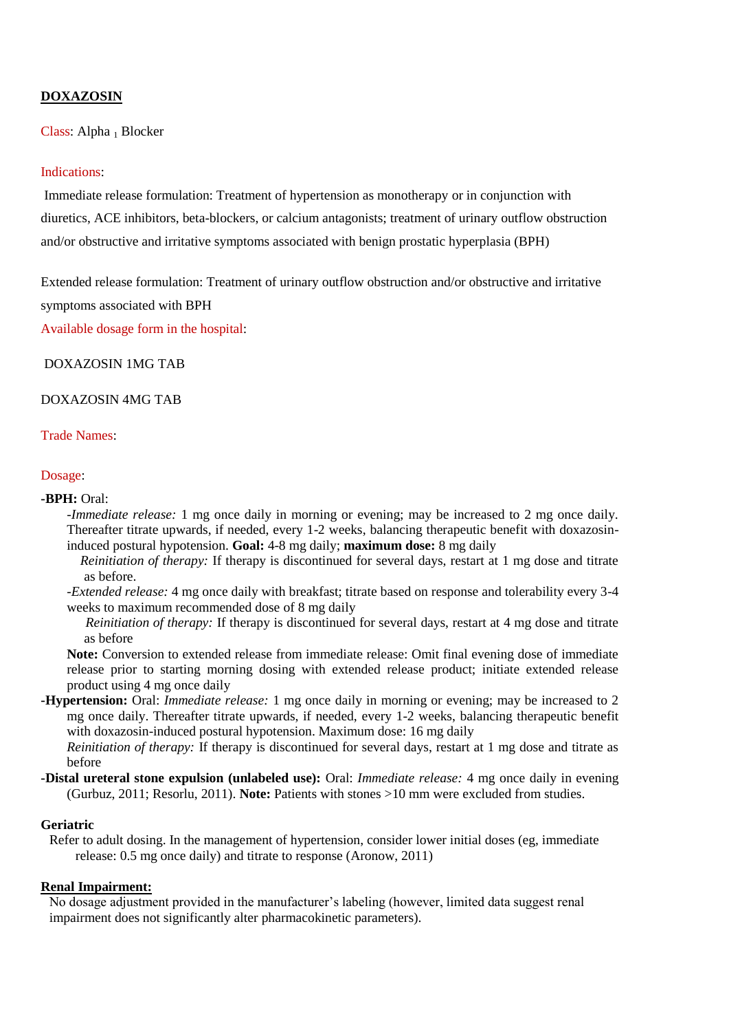# DOXAZOSIN

Class: Alpha $_1$ Blocker

Indications:

Immediate release formulation: Treatment of hypertension as monotherapy or in conjunction with diuretics, ACE inhibitors, beta-blockers, or calcium antagonists; treatment of urinary outflow obstruction and/or obstructive and irritative symptoms associated with benign prostatic hyperplasia (BPH)

Extended release formulation: Treatment of urinary outflow obstruction and/or obstructive and irritative symptoms associated with BPH

Available dosage form in the hospital:

DOXAZOSIN 1MG TAB

DOXAZOSIN 4MG TAB

Trade Names:

Dosage:

**-BPH:** Oral:

*-Immediate release:* 1 mg once daily in morning or evening; may be increased to 2 mg once daily. Thereafter titrate upwards, if needed, every 1-2 weeks, balancing therapeutic benefit with doxazosin-induced postural hypotension. **Goal:** 4-8 mg daily; **maximum dose:** 8 mg daily

*Reinitiation of therapy:* If therapy is discontinued for several days, restart at 1 mg dose and titrate as before.

*-Extended release:* 4 mg once daily with breakfast; titrate based on response and tolerability every 3-4 weeks to maximum recommended dose of 8 mg daily

*Reinitiation of therapy:* If therapy is discontinued for several days, restart at 4 mg dose and titrate as before

**Note:** Conversion to extended release from immediate release: Omit final evening dose of immediate release prior to starting morning dosing with extended release product; initiate extended release product using 4 mg once daily

**-Hypertension:** Oral: *Immediate release:* 1 mg once daily in morning or evening; may be increased to 2 mg once daily. Thereafter titrate upwards, if needed, every 1-2 weeks, balancing therapeutic benefit with doxazosin-induced postural hypotension. Maximum dose: 16 mg daily

*Reinitiation of therapy:* If therapy is discontinued for several days, restart at 1 mg dose and titrate as before

**-Distal ureteral stone expulsion (unlabeled use):** Oral: *Immediate release:* 4 mg once daily in evening (Gurbuz, 2011; Resorlu, 2011). **Note:** Patients with stones >10 mm were excluded from studies.

**Geriatric**

Refer to adult dosing. In the management of hypertension, consider lower initial doses (eg, immediate release: 0.5 mg once daily) and titrate to response (Aronow, 2011)

**Renal Impairment:**

No dosage adjustment provided in the manufacturer's labeling (however, limited data suggest renal impairment does not significantly alter pharmacokinetic parameters).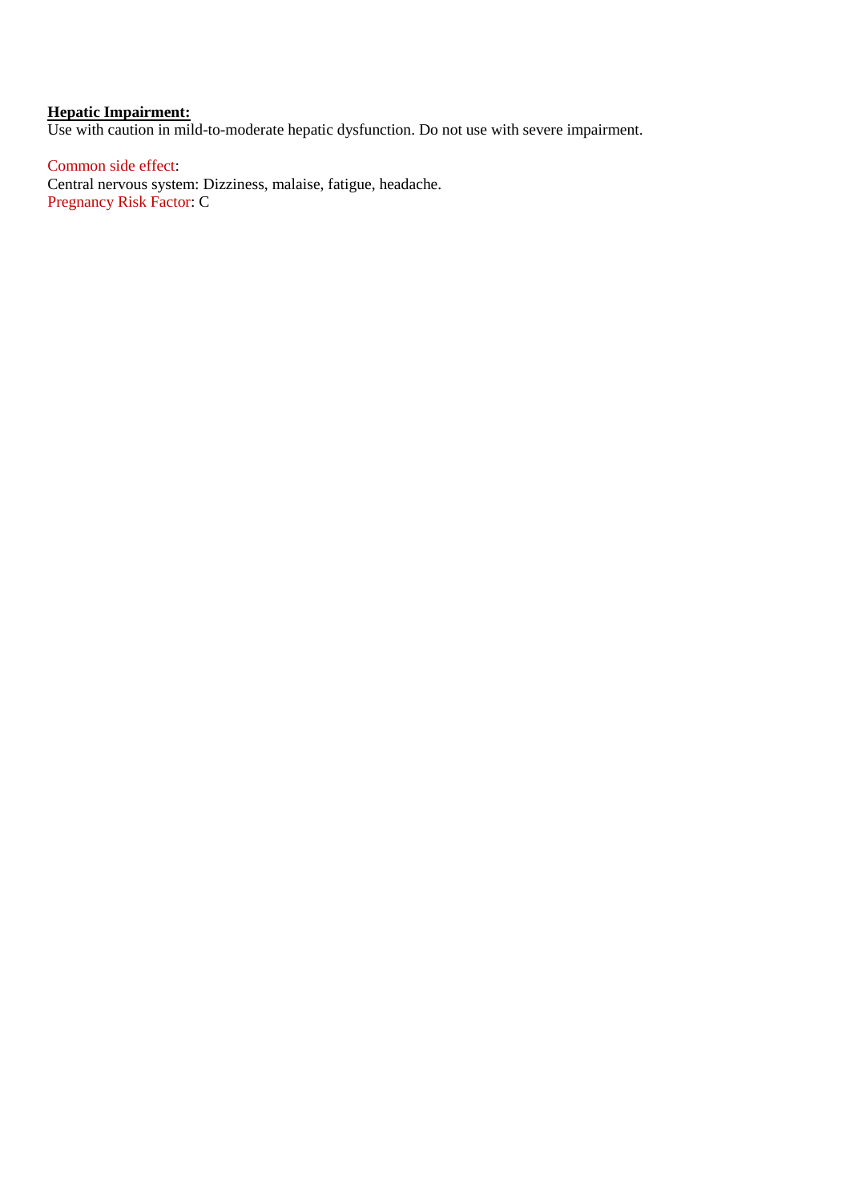**Hepatic Impairment:**
Use with caution in mild-to-moderate hepatic dysfunction. Do not use with severe impairment.

Common side effect:
Central nervous system: Dizziness, malaise, fatigue, headache.
Pregnancy Risk Factor: C